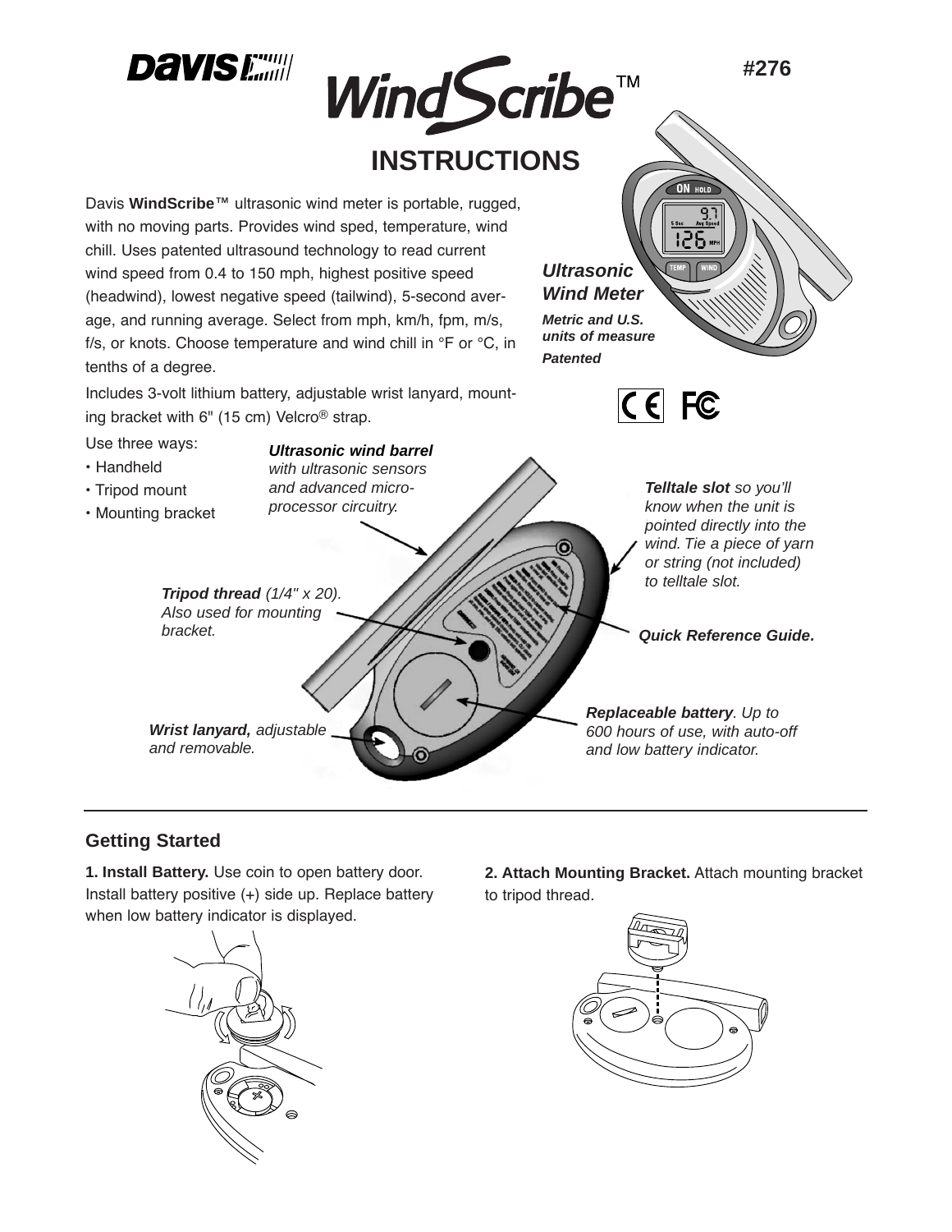Davis

# WindScribe™

#276

## INSTRUCTIONS

Davis **WindScribe™** ultrasonic wind meter is portable, rugged, with no moving parts. Provides wind sped, temperature, wind chill. Uses patented ultrasound technology to read current wind speed from 0.4 to 150 mph, highest positive speed (headwind), lowest negative speed (tailwind), 5-second average, and running average. Select from mph, km/h, fpm, m/s, f/s, or knots. Choose temperature and wind chill in °F or °C, in tenths of a degree.

Includes 3-volt lithium battery, adjustable wrist lanyard, mounting bracket with 6" (15 cm) Velcro® strap.

***Ultrasonic Wind Meter***

***Metric and U.S. units of measure***

***Patented***

Use three ways:

- Handheld
- Tripod mount
- Mounting bracket

***Ultrasonic wind barrel*** *with ultrasonic sensors and advanced micro-processor circuitry.*

***Telltale slot*** *so you'll know when the unit is pointed directly into the wind. Tie a piece of yarn or string (not included) to telltale slot.*

***Tripod thread*** *(1/4" x 20). Also used for mounting bracket.*

***Quick Reference Guide.***

***Wrist lanyard,*** *adjustable and removable.*

***Replaceable battery****. Up to 600 hours of use, with auto-off and low battery indicator.*

## Getting Started

**1. Install Battery.** Use coin to open battery door. Install battery positive (+) side up. Replace battery when low battery indicator is displayed.

**2. Attach Mounting Bracket.** Attach mounting bracket to tripod thread.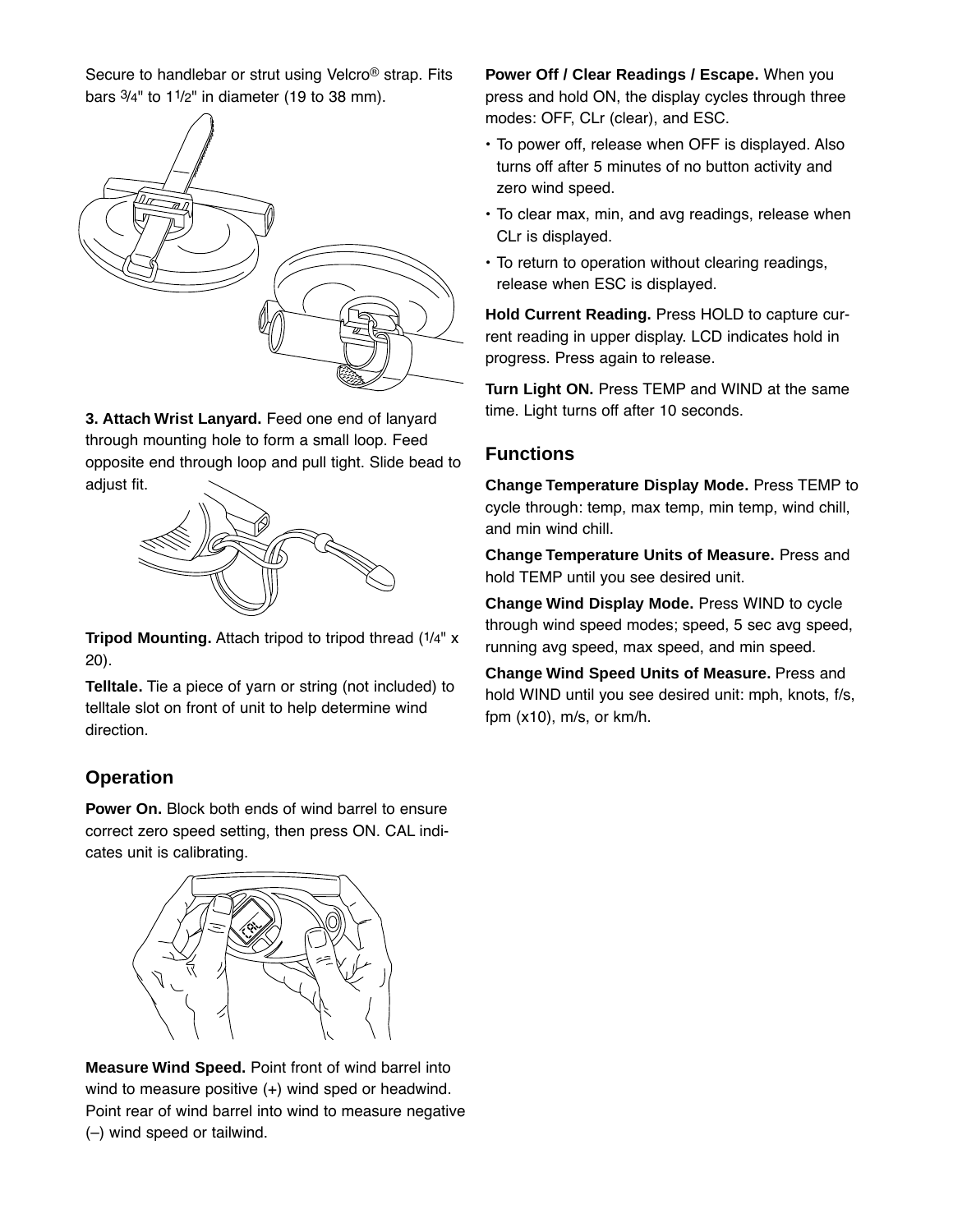Secure to handlebar or strut using Velcro® strap. Fits bars 3/4" to 1 1/2" in diameter (19 to 38 mm).

**3. Attach Wrist Lanyard.** Feed one end of lanyard through mounting hole to form a small loop. Feed opposite end through loop and pull tight. Slide bead to adjust fit.

**Tripod Mounting.** Attach tripod to tripod thread (1/4" x 20).

**Telltale.** Tie a piece of yarn or string (not included) to telltale slot on front of unit to help determine wind direction.

## Operation

**Power On.** Block both ends of wind barrel to ensure correct zero speed setting, then press ON. CAL indicates unit is calibrating.

**Measure Wind Speed.** Point front of wind barrel into wind to measure positive (+) wind sped or headwind. Point rear of wind barrel into wind to measure negative (–) wind speed or tailwind.

**Power Off / Clear Readings / Escape.** When you press and hold ON, the display cycles through three modes: OFF, CLr (clear), and ESC.

- To power off, release when OFF is displayed. Also turns off after 5 minutes of no button activity and zero wind speed.
- To clear max, min, and avg readings, release when CLr is displayed.
- To return to operation without clearing readings, release when ESC is displayed.

**Hold Current Reading.** Press HOLD to capture current reading in upper display. LCD indicates hold in progress. Press again to release.

**Turn Light ON.** Press TEMP and WIND at the same time. Light turns off after 10 seconds.

## Functions

**Change Temperature Display Mode.** Press TEMP to cycle through: temp, max temp, min temp, wind chill, and min wind chill.

**Change Temperature Units of Measure.** Press and hold TEMP until you see desired unit.

**Change Wind Display Mode.** Press WIND to cycle through wind speed modes; speed, 5 sec avg speed, running avg speed, max speed, and min speed.

**Change Wind Speed Units of Measure.** Press and hold WIND until you see desired unit: mph, knots, f/s, fpm (x10), m/s, or km/h.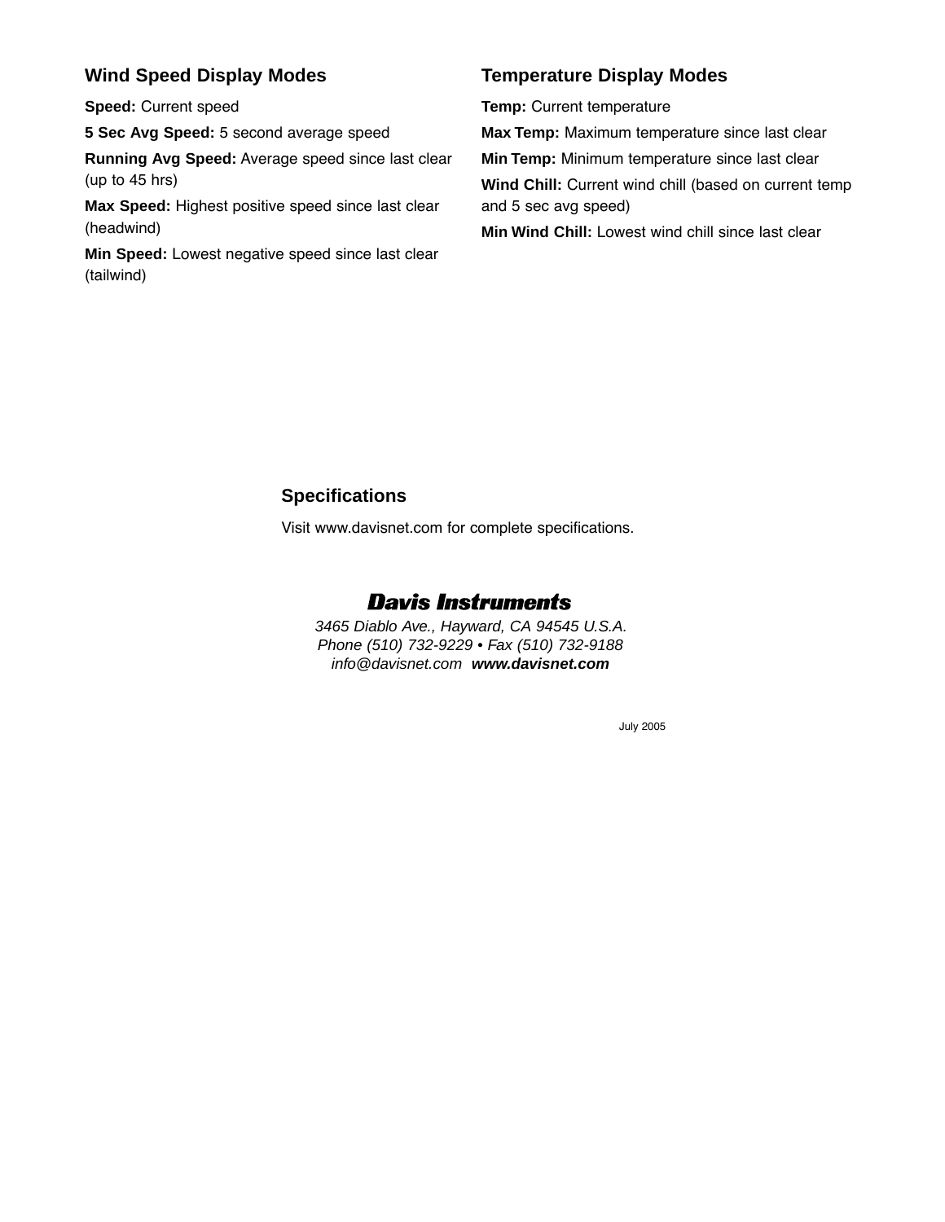## Wind Speed Display Modes

**Speed:** Current speed

**5 Sec Avg Speed:** 5 second average speed

**Running Avg Speed:** Average speed since last clear (up to 45 hrs)

**Max Speed:** Highest positive speed since last clear (headwind)

**Min Speed:** Lowest negative speed since last clear (tailwind)

## Temperature Display Modes

**Temp:** Current temperature

**Max Temp:** Maximum temperature since last clear

**Min Temp:** Minimum temperature since last clear

**Wind Chill:** Current wind chill (based on current temp and 5 sec avg speed)

**Min Wind Chill:** Lowest wind chill since last clear

## Specifications

Visit www.davisnet.com for complete specifications.

**Davis Instruments**

*3465 Diablo Ave., Hayward, CA 94545 U.S.A.*
*Phone (510) 732-9229 • Fax (510) 732-9188*
*info@davisnet.com* ***www.davisnet.com***

July 2005